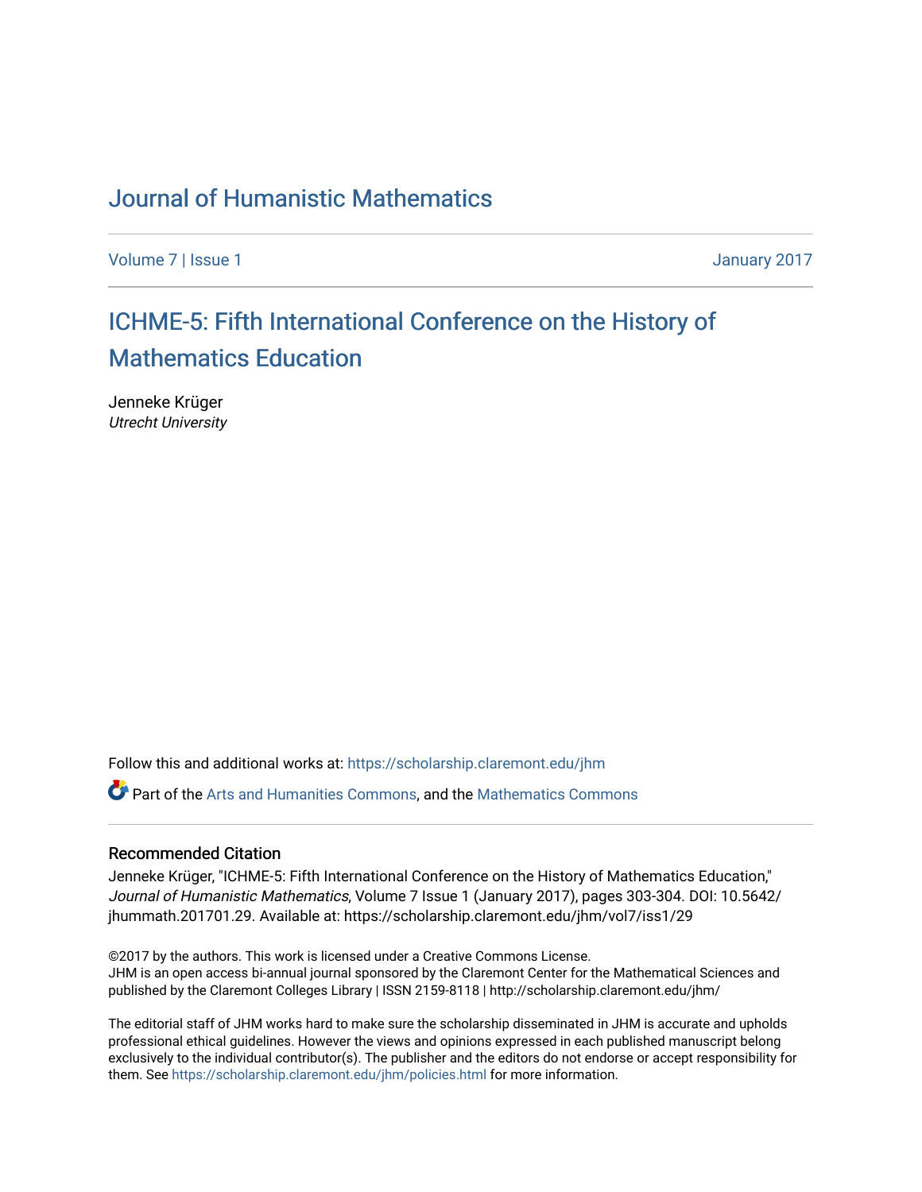# Journal of Humanistic Mathematics

Volume 7 | Issue 1 January 2017

## ICHME-5: Fifth International Conference on the History of Mathematics Education

Jenneke Krüger
*Utrecht University*

Follow this and additional works at: https://scholarship.claremont.edu/jhm

Part of the Arts and Humanities Commons, and the Mathematics Commons

### Recommended Citation

Jenneke Krüger, "ICHME-5: Fifth International Conference on the History of Mathematics Education," *Journal of Humanistic Mathematics*, Volume 7 Issue 1 (January 2017), pages 303-304. DOI: 10.5642/jhummath.201701.29. Available at: https://scholarship.claremont.edu/jhm/vol7/iss1/29

©2017 by the authors. This work is licensed under a Creative Commons License.
JHM is an open access bi-annual journal sponsored by the Claremont Center for the Mathematical Sciences and published by the Claremont Colleges Library | ISSN 2159-8118 | http://scholarship.claremont.edu/jhm/

The editorial staff of JHM works hard to make sure the scholarship disseminated in JHM is accurate and upholds professional ethical guidelines. However the views and opinions expressed in each published manuscript belong exclusively to the individual contributor(s). The publisher and the editors do not endorse or accept responsibility for them. See https://scholarship.claremont.edu/jhm/policies.html for more information.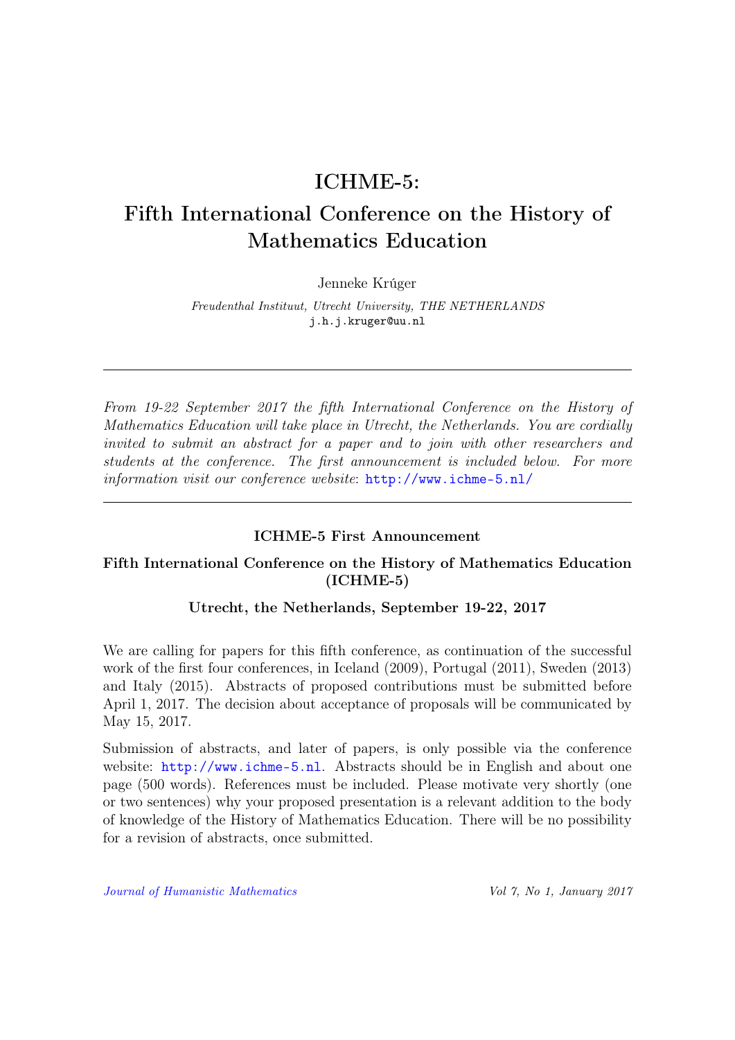# ICHME-5: Fifth International Conference on the History of Mathematics Education

Jenneke Krúger

*Freudenthal Instituut, Utrecht University, THE NETHERLANDS*
j.h.j.kruger@uu.nl

---

*From 19-22 September 2017 the fifth International Conference on the History of Mathematics Education will take place in Utrecht, the Netherlands. You are cordially invited to submit an abstract for a paper and to join with other researchers and students at the conference. The first announcement is included below. For more information visit our conference website*: http://www.ichme-5.nl/

---

### ICHME-5 First Announcement

### Fifth International Conference on the History of Mathematics Education (ICHME-5)

### Utrecht, the Netherlands, September 19-22, 2017

We are calling for papers for this fifth conference, as continuation of the successful work of the first four conferences, in Iceland (2009), Portugal (2011), Sweden (2013) and Italy (2015). Abstracts of proposed contributions must be submitted before April 1, 2017. The decision about acceptance of proposals will be communicated by May 15, 2017.

Submission of abstracts, and later of papers, is only possible via the conference website: http://www.ichme-5.nl. Abstracts should be in English and about one page (500 words). References must be included. Please motivate very shortly (one or two sentences) why your proposed presentation is a relevant addition to the body of knowledge of the History of Mathematics Education. There will be no possibility for a revision of abstracts, once submitted.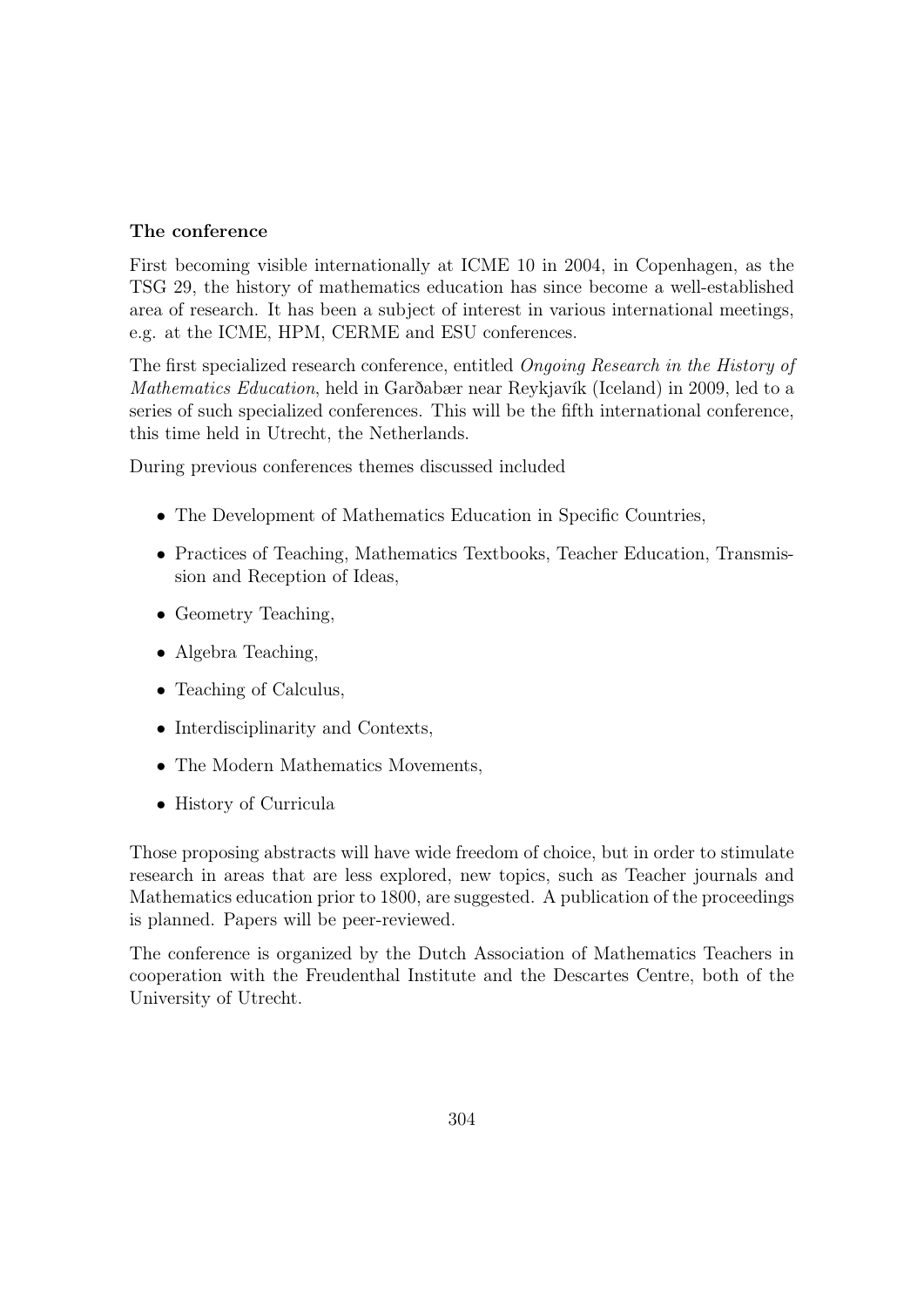**The conference**

First becoming visible internationally at ICME 10 in 2004, in Copenhagen, as the TSG 29, the history of mathematics education has since become a well-established area of research. It has been a subject of interest in various international meetings, e.g. at the ICME, HPM, CERME and ESU conferences.

The first specialized research conference, entitled *Ongoing Research in the History of Mathematics Education*, held in Garðabær near Reykjavík (Iceland) in 2009, led to a series of such specialized conferences. This will be the fifth international conference, this time held in Utrecht, the Netherlands.

During previous conferences themes discussed included

- The Development of Mathematics Education in Specific Countries,
- Practices of Teaching, Mathematics Textbooks, Teacher Education, Transmission and Reception of Ideas,
- Geometry Teaching,
- Algebra Teaching,
- Teaching of Calculus,
- Interdisciplinarity and Contexts,
- The Modern Mathematics Movements,
- History of Curricula

Those proposing abstracts will have wide freedom of choice, but in order to stimulate research in areas that are less explored, new topics, such as Teacher journals and Mathematics education prior to 1800, are suggested. A publication of the proceedings is planned. Papers will be peer-reviewed.

The conference is organized by the Dutch Association of Mathematics Teachers in cooperation with the Freudenthal Institute and the Descartes Centre, both of the University of Utrecht.